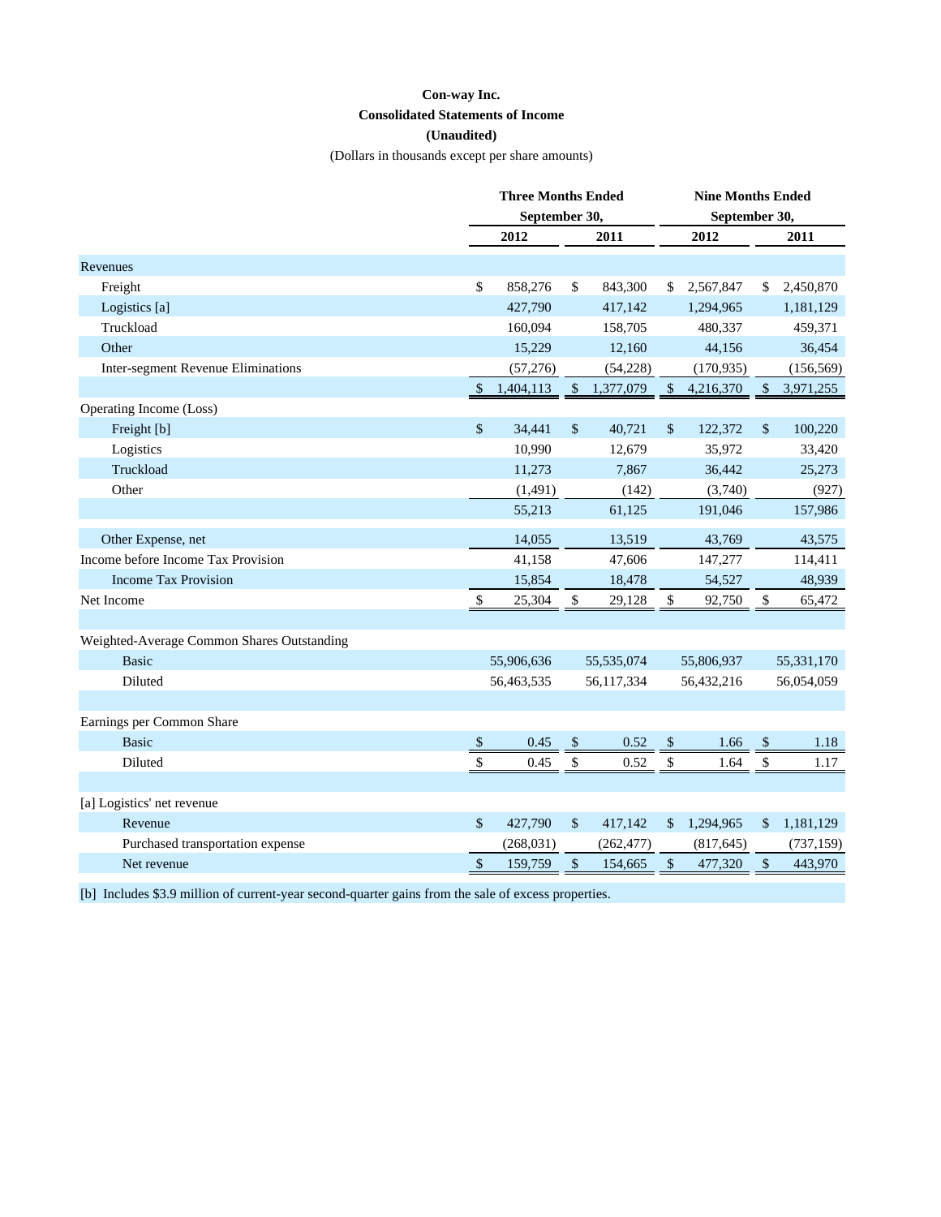**Con-way Inc.**

**Consolidated Statements of Income**

**(Unaudited)**

(Dollars in thousands except per share amounts)

| | Three Months Ended September 30, | | Nine Months Ended September 30, | |
|---|---|---|---|---|
| | 2012 | 2011 | 2012 | 2011 |
| Revenues | | | | |
| Freight | $ 858,276 | $ 843,300 | $ 2,567,847 | $ 2,450,870 |
| Logistics [a] | 427,790 | 417,142 | 1,294,965 | 1,181,129 |
| Truckload | 160,094 | 158,705 | 480,337 | 459,371 |
| Other | 15,229 | 12,160 | 44,156 | 36,454 |
| Inter-segment Revenue Eliminations | (57,276) | (54,228) | (170,935) | (156,569) |
| | $ 1,404,113 | $ 1,377,079 | $ 4,216,370 | $ 3,971,255 |
| Operating Income (Loss) | | | | |
| Freight [b] | $ 34,441 | $ 40,721 | $ 122,372 | $ 100,220 |
| Logistics | 10,990 | 12,679 | 35,972 | 33,420 |
| Truckload | 11,273 | 7,867 | 36,442 | 25,273 |
| Other | (1,491) | (142) | (3,740) | (927) |
| | 55,213 | 61,125 | 191,046 | 157,986 |
| Other Expense, net | 14,055 | 13,519 | 43,769 | 43,575 |
| Income before Income Tax Provision | 41,158 | 47,606 | 147,277 | 114,411 |
| Income Tax Provision | 15,854 | 18,478 | 54,527 | 48,939 |
| Net Income | $ 25,304 | $ 29,128 | $ 92,750 | $ 65,472 |
| | | | | |
| Weighted-Average Common Shares Outstanding | | | | |
| Basic | 55,906,636 | 55,535,074 | 55,806,937 | 55,331,170 |
| Diluted | 56,463,535 | 56,117,334 | 56,432,216 | 56,054,059 |
| | | | | |
| Earnings per Common Share | | | | |
| Basic | $ 0.45 | $ 0.52 | $ 1.66 | $ 1.18 |
| Diluted | $ 0.45 | $ 0.52 | $ 1.64 | $ 1.17 |
| | | | | |
| [a] Logistics' net revenue | | | | |
| Revenue | $ 427,790 | $ 417,142 | $ 1,294,965 | $ 1,181,129 |
| Purchased transportation expense | (268,031) | (262,477) | (817,645) | (737,159) |
| Net revenue | $ 159,759 | $ 154,665 | $ 477,320 | $ 443,970 |

[b] Includes $3.9 million of current-year second-quarter gains from the sale of excess properties.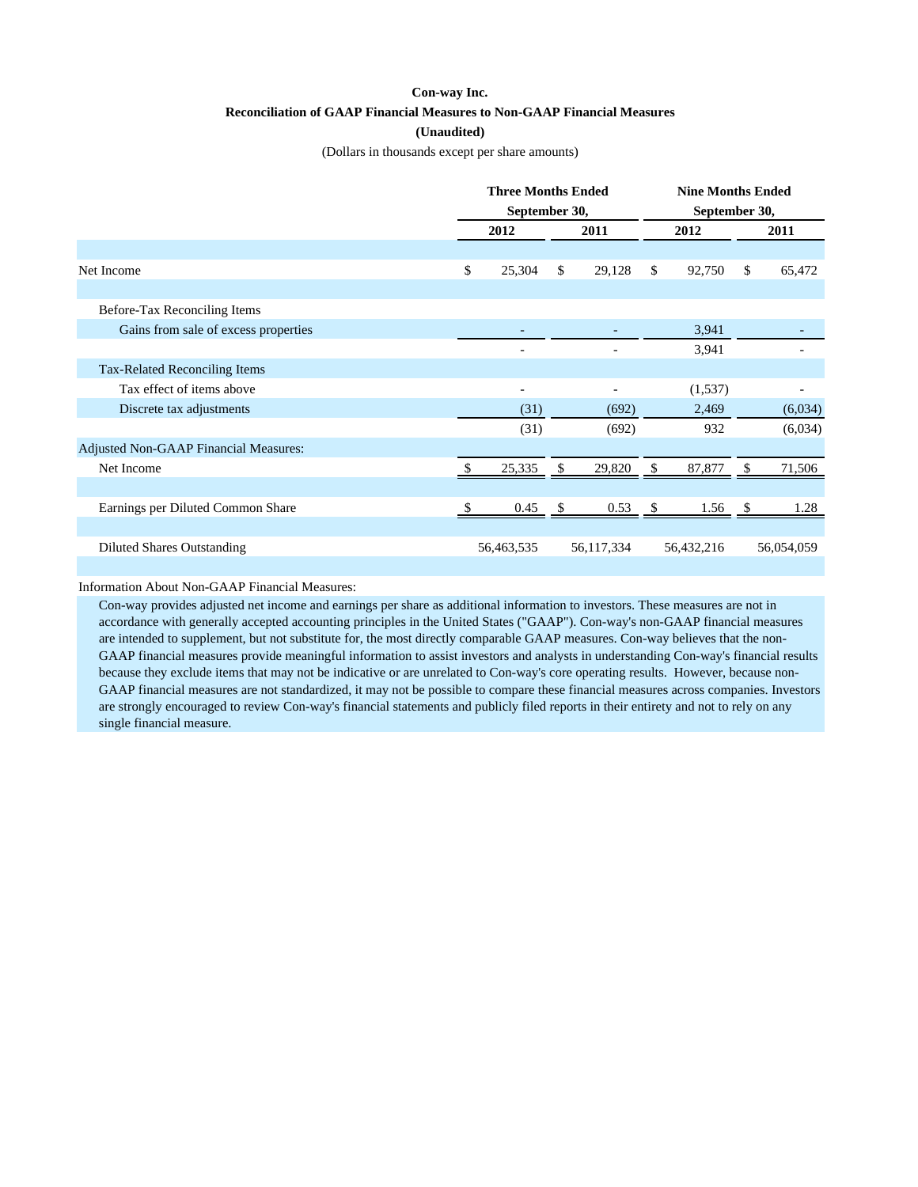**Con-way Inc.**

**Reconciliation of GAAP Financial Measures to Non-GAAP Financial Measures**

**(Unaudited)**

(Dollars in thousands except per share amounts)

| | Three Months Ended September 30, | | Nine Months Ended September 30, | |
|---|---|---|---|---|
| | **2012** | **2011** | **2012** | **2011** |
| Net Income | $ 25,304 | $ 29,128 | $ 92,750 | $ 65,472 |
| Before-Tax Reconciling Items | | | | |
| Gains from sale of excess properties | - | - | 3,941 | - |
| | - | - | 3,941 | - |
| Tax-Related Reconciling Items | | | | |
| Tax effect of items above | - | - | (1,537) | - |
| Discrete tax adjustments | (31) | (692) | 2,469 | (6,034) |
| | (31) | (692) | 932 | (6,034) |
| Adjusted Non-GAAP Financial Measures: | | | | |
| Net Income | $ 25,335 | $ 29,820 | $ 87,877 | $ 71,506 |
| Earnings per Diluted Common Share | $ 0.45 | $ 0.53 | $ 1.56 | $ 1.28 |
| Diluted Shares Outstanding | 56,463,535 | 56,117,334 | 56,432,216 | 56,054,059 |

Information About Non-GAAP Financial Measures:

Con-way provides adjusted net income and earnings per share as additional information to investors. These measures are not in accordance with generally accepted accounting principles in the United States ("GAAP"). Con-way's non-GAAP financial measures are intended to supplement, but not substitute for, the most directly comparable GAAP measures. Con-way believes that the non-GAAP financial measures provide meaningful information to assist investors and analysts in understanding Con-way's financial results because they exclude items that may not be indicative or are unrelated to Con-way's core operating results. However, because non-GAAP financial measures are not standardized, it may not be possible to compare these financial measures across companies. Investors are strongly encouraged to review Con-way's financial statements and publicly filed reports in their entirety and not to rely on any single financial measure.